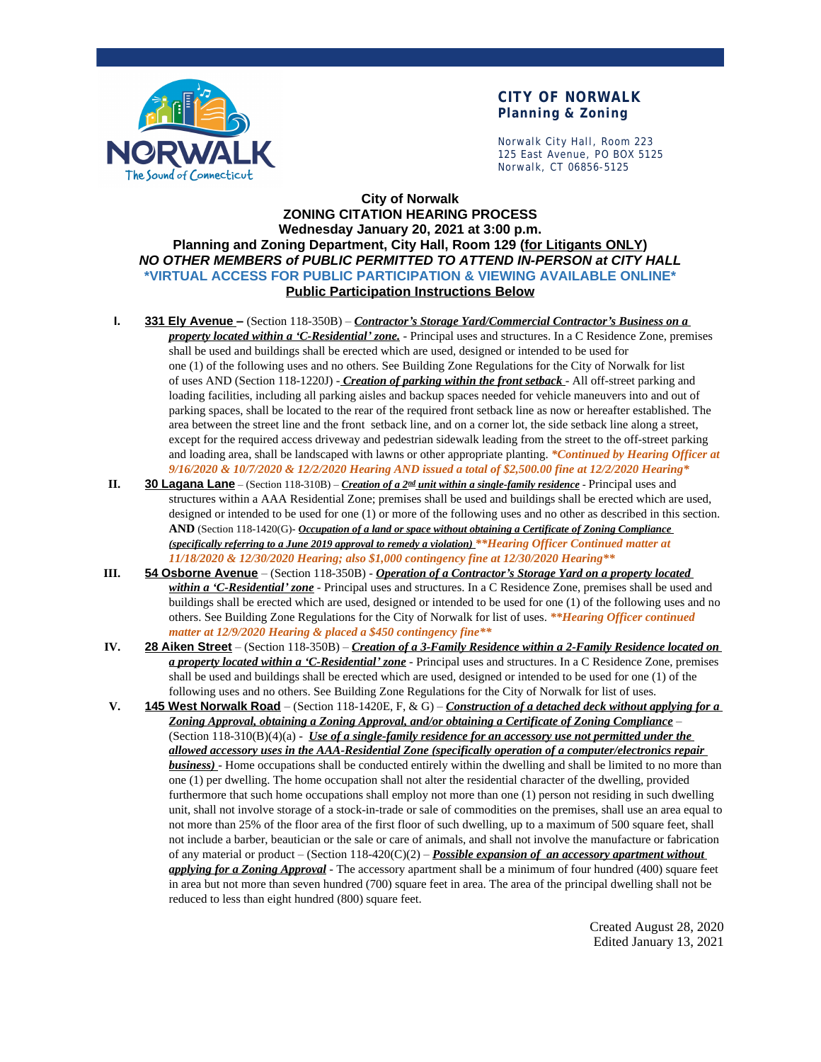**CITY OF NORWALK**
**Planning & Zoning**

Norwalk City Hall, Room 223
125 East Avenue, PO BOX 5125
Norwalk, CT 06856-5125

# City of Norwalk
## ZONING CITATION HEARING PROCESS
### Wednesday January 20, 2021 at 3:00 p.m.
### Planning and Zoning Department, City Hall, Room 129 (for Litigants ONLY)
***NO OTHER MEMBERS of PUBLIC PERMITTED TO ATTEND IN-PERSON at CITY HALL***
***VIRTUAL ACCESS FOR PUBLIC PARTICIPATION & VIEWING AVAILABLE ONLINE***
**Public Participation Instructions Below**

I. **331 Ely Avenue –** (Section 118-350B) – ***Contractor's Storage Yard/Commercial Contractor's Business on a property located within a 'C-Residential' zone.*** - Principal uses and structures. In a C Residence Zone, premises shall be used and buildings shall be erected which are used, designed or intended to be used for one (1) of the following uses and no others. See Building Zone Regulations for the City of Norwalk for list of uses AND (Section 118-1220J) - ***Creation of parking within the front setback*** - All off-street parking and loading facilities, including all parking aisles and backup spaces needed for vehicle maneuvers into and out of parking spaces, shall be located to the rear of the required front setback line as now or hereafter established. The area between the street line and the front setback line, and on a corner lot, the side setback line along a street, except for the required access driveway and pedestrian sidewalk leading from the street to the off-street parking and loading area, shall be landscaped with lawns or other appropriate planting. ***\*Continued by Hearing Officer at 9/16/2020 & 10/7/2020 & 12/2/2020 Hearing AND issued a total of $2,500.00 fine at 12/2/2020 Hearing\****

II. **30 Lagana Lane** – (Section 118-310B) – ***Creation of a 2nd unit within a single-family residence*** - Principal uses and structures within a AAA Residential Zone; premises shall be used and buildings shall be erected which are used, designed or intended to be used for one (1) or more of the following uses and no other as described in this section. **AND** (Section 118-1420(G)- ***Occupation of a land or space without obtaining a Certificate of Zoning Compliance (specifically referring to a June 2019 approval to remedy a violation)*** ***\*\*Hearing Officer Continued matter at 11/18/2020 & 12/30/2020 Hearing; also $1,000 contingency fine at 12/30/2020 Hearing\*\****

III. **54 Osborne Avenue** – (Section 118-350B) - ***Operation of a Contractor's Storage Yard on a property located within a 'C-Residential' zone*** - Principal uses and structures. In a C Residence Zone, premises shall be used and buildings shall be erected which are used, designed or intended to be used for one (1) of the following uses and no others. See Building Zone Regulations for the City of Norwalk for list of uses. ***\*\*Hearing Officer continued matter at 12/9/2020 Hearing & placed a $450 contingency fine\*\****

IV. **28 Aiken Street** – (Section 118-350B) – ***Creation of a 3-Family Residence within a 2-Family Residence located on a property located within a 'C-Residential' zone*** - Principal uses and structures. In a C Residence Zone, premises shall be used and buildings shall be erected which are used, designed or intended to be used for one (1) of the following uses and no others. See Building Zone Regulations for the City of Norwalk for list of uses.

V. **145 West Norwalk Road** – (Section 118-1420E, F, & G) – ***Construction of a detached deck without applying for a Zoning Approval, obtaining a Zoning Approval, and/or obtaining a Certificate of Zoning Compliance*** – (Section 118-310(B)(4)(a) - ***Use of a single-family residence for an accessory use not permitted under the allowed accessory uses in the AAA-Residential Zone (specifically operation of a computer/electronics repair business)*** - Home occupations shall be conducted entirely within the dwelling and shall be limited to no more than one (1) per dwelling. The home occupation shall not alter the residential character of the dwelling, provided furthermore that such home occupations shall employ not more than one (1) person not residing in such dwelling unit, shall not involve storage of a stock-in-trade or sale of commodities on the premises, shall use an area equal to not more than 25% of the floor area of the first floor of such dwelling, up to a maximum of 500 square feet, shall not include a barber, beautician or the sale or care of animals, and shall not involve the manufacture or fabrication of any material or product – (Section 118-420(C)(2) – ***Possible expansion of an accessory apartment without applying for a Zoning Approval*** - The accessory apartment shall be a minimum of four hundred (400) square feet in area but not more than seven hundred (700) square feet in area. The area of the principal dwelling shall not be reduced to less than eight hundred (800) square feet.

Created August 28, 2020
Edited January 13, 2021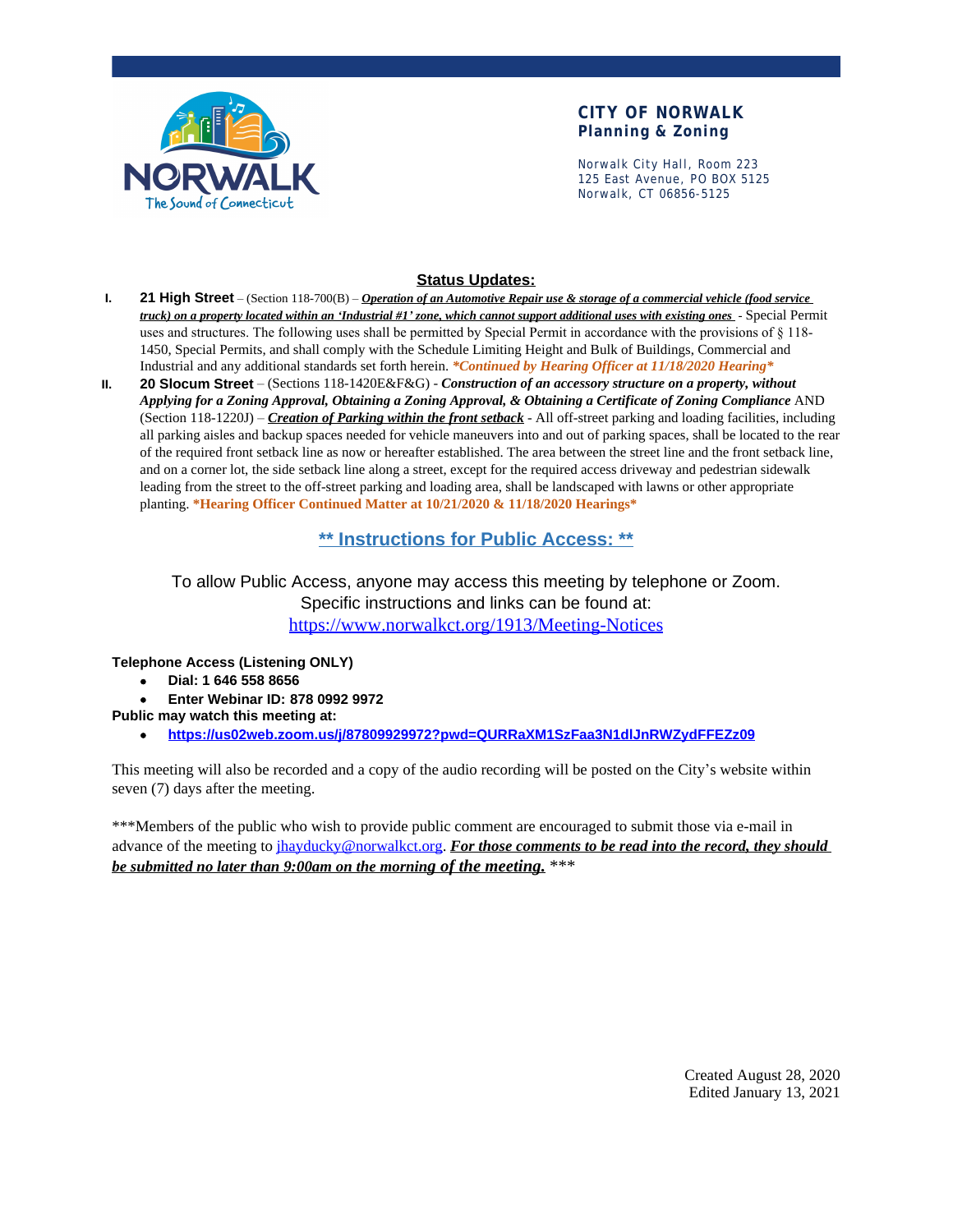**CITY OF NORWALK**
**Planning & Zoning**

Norwalk City Hall, Room 223
125 East Avenue, PO BOX 5125
Norwalk, CT 06856-5125

## Status Updates:

I. **21 High Street** – (Section 118-700(B) – ***Operation of an Automotive Repair use & storage of a commercial vehicle (food service truck) on a property located within an 'Industrial #1' zone, which cannot support additional uses with existing ones*** - Special Permit uses and structures. The following uses shall be permitted by Special Permit in accordance with the provisions of § 118-1450, Special Permits, and shall comply with the Schedule Limiting Height and Bulk of Buildings, Commercial and Industrial and any additional standards set forth herein. ***Continued by Hearing Officer at 11/18/2020 Hearing***

II. **20 Slocum Street** – (Sections 118-1420E&F&G) - ***Construction of an accessory structure on a property, without Applying for a Zoning Approval, Obtaining a Zoning Approval, & Obtaining a Certificate of Zoning Compliance*** AND (Section 118-1220J) – ***Creation of Parking within the front setback*** - All off-street parking and loading facilities, including all parking aisles and backup spaces needed for vehicle maneuvers into and out of parking spaces, shall be located to the rear of the required front setback line as now or hereafter established. The area between the street line and the front setback line, and on a corner lot, the side setback line along a street, except for the required access driveway and pedestrian sidewalk leading from the street to the off-street parking and loading area, shall be landscaped with lawns or other appropriate planting. ***Hearing Officer Continued Matter at 10/21/2020 & 11/18/2020 Hearings***

## ** Instructions for Public Access: **

To allow Public Access, anyone may access this meeting by telephone or Zoom. Specific instructions and links can be found at:
https://www.norwalkct.org/1913/Meeting-Notices

**Telephone Access (Listening ONLY)**

- **Dial: 1 646 558 8656**
- **Enter Webinar ID: 878 0992 9972**

**Public may watch this meeting at:**

- **https://us02web.zoom.us/j/87809929972?pwd=QURRaXM1SzFaa3N1dlJnRWZydFFEZz09**

This meeting will also be recorded and a copy of the audio recording will be posted on the City's website within seven (7) days after the meeting.

***Members of the public who wish to provide public comment are encouraged to submit those via e-mail in advance of the meeting to jhayducky@norwalkct.org. ***For those comments to be read into the record, they should be submitted no later than 9:00am on the morning of the meeting.*** ***

Created August 28, 2020
Edited January 13, 2021